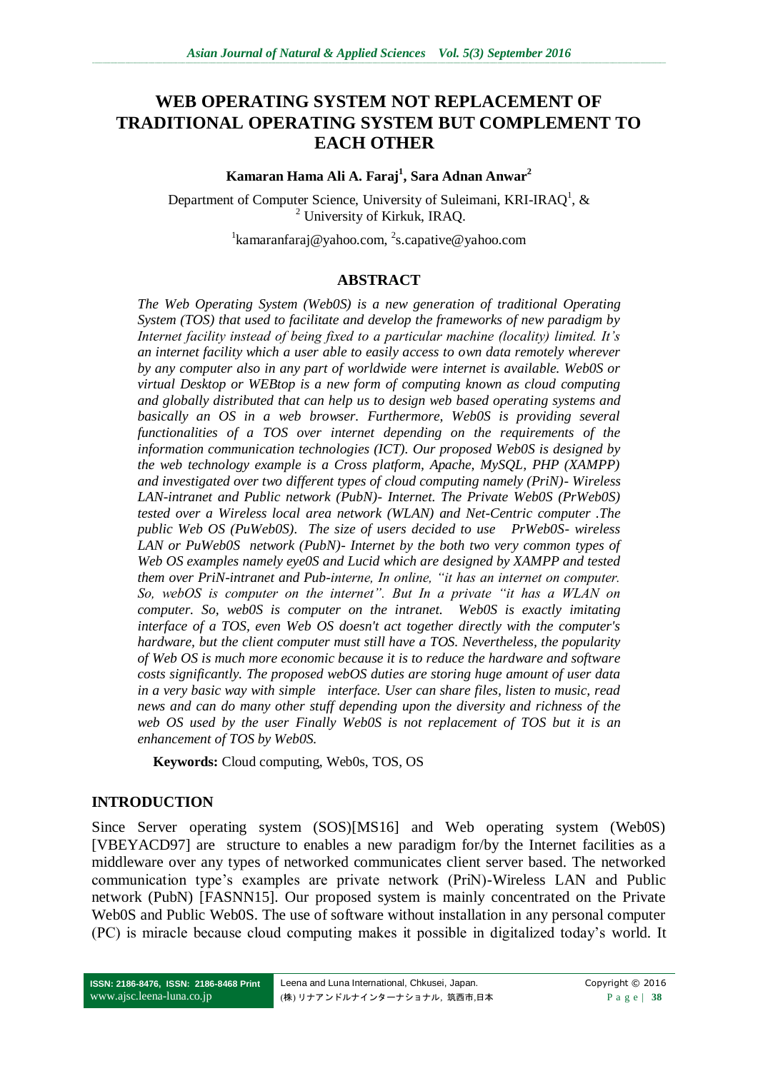# WEB OPERATING SYSTEM NOT REPLACEMENT OF TRADITIONAL OPERATING SYSTEM BUT COMPLEMENT TO EACH OTHER

**Kamaran Hama Ali A. Faraj[1], Sara Adnan Anwar[2]**

Department of Computer Science, University of Suleimani, KRI-IRAQ[1], & [2] University of Kirkuk, IRAQ.

[1]kamaranfaraj@yahoo.com, [2]s.capative@yahoo.com

## ABSTRACT

*The Web Operating System (Web0S) is a new generation of traditional Operating System (TOS) that used to facilitate and develop the frameworks of new paradigm by Internet facility instead of being fixed to a particular machine (locality) limited. It's an internet facility which a user able to easily access to own data remotely wherever by any computer also in any part of worldwide were internet is available. Web0S or virtual Desktop or WEBtop is a new form of computing known as cloud computing and globally distributed that can help us to design web based operating systems and basically an OS in a web browser. Furthermore, Web0S is providing several functionalities of a TOS over internet depending on the requirements of the information communication technologies (ICT). Our proposed Web0S is designed by the web technology example is a Cross platform, Apache, MySQL, PHP (XAMPP) and investigated over two different types of cloud computing namely (PriN)- Wireless LAN-intranet and Public network (PubN)- Internet. The Private Web0S (PrWeb0S) tested over a Wireless local area network (WLAN) and Net-Centric computer .The public Web OS (PuWeb0S). The size of users decided to use PrWeb0S- wireless LAN or PuWeb0S network (PubN)- Internet by the both two very common types of Web OS examples namely eye0S and Lucid which are designed by XAMPP and tested them over PriN-intranet and Pub-interne, In online, "it has an internet on computer. So, webOS is computer on the internet". But In a private "it has a WLAN on computer. So, web0S is computer on the intranet. Web0S is exactly imitating interface of a TOS, even Web OS doesn't act together directly with the computer's hardware, but the client computer must still have a TOS. Nevertheless, the popularity of Web OS is much more economic because it is to reduce the hardware and software costs significantly. The proposed webOS duties are storing huge amount of user data in a very basic way with simple interface. User can share files, listen to music, read news and can do many other stuff depending upon the diversity and richness of the web OS used by the user Finally Web0S is not replacement of TOS but it is an enhancement of TOS by Web0S.*

**Keywords:** Cloud computing, Web0s, TOS, OS

## INTRODUCTION

Since Server operating system (SOS)[MS16] and Web operating system (Web0S) [VBEYACD97] are structure to enables a new paradigm for/by the Internet facilities as a middleware over any types of networked communicates client server based. The networked communication type's examples are private network (PriN)-Wireless LAN and Public network (PubN) [FASNN15]. Our proposed system is mainly concentrated on the Private Web0S and Public Web0S. The use of software without installation in any personal computer (PC) is miracle because cloud computing makes it possible in digitalized today's world. It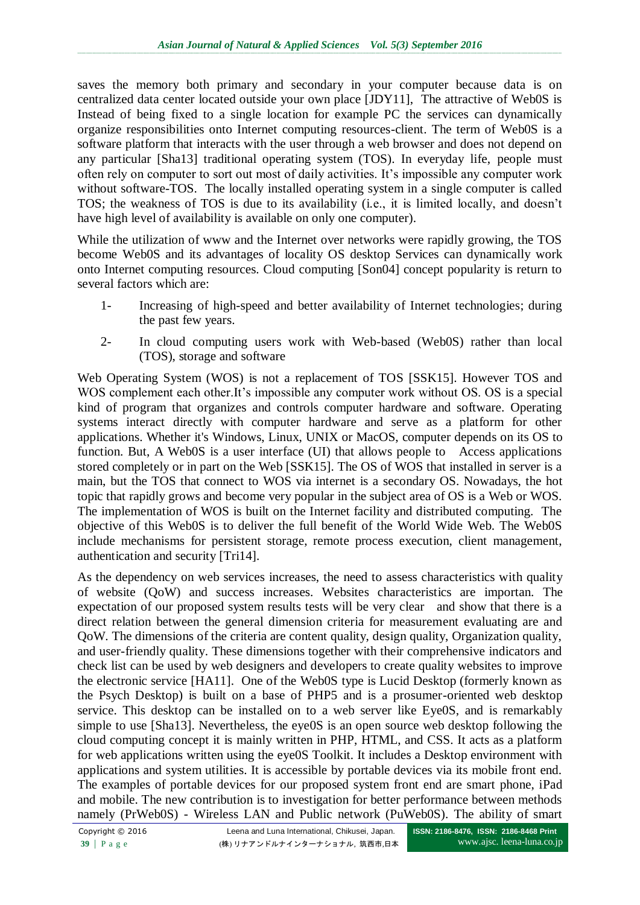saves the memory both primary and secondary in your computer because data is on centralized data center located outside your own place [JDY11], The attractive of Web0S is Instead of being fixed to a single location for example PC the services can dynamically organize responsibilities onto Internet computing resources-client. The term of Web0S is a software platform that interacts with the user through a web browser and does not depend on any particular [Sha13] traditional operating system (TOS). In everyday life, people must often rely on computer to sort out most of daily activities. It's impossible any computer work without software-TOS. The locally installed operating system in a single computer is called TOS; the weakness of TOS is due to its availability (i.e., it is limited locally, and doesn't have high level of availability is available on only one computer).

While the utilization of www and the Internet over networks were rapidly growing, the TOS become Web0S and its advantages of locality OS desktop Services can dynamically work onto Internet computing resources. Cloud computing [Son04] concept popularity is return to several factors which are:

1- Increasing of high-speed and better availability of Internet technologies; during the past few years.

2- In cloud computing users work with Web-based (Web0S) rather than local (TOS), storage and software

Web Operating System (WOS) is not a replacement of TOS [SSK15]. However TOS and WOS complement each other.It's impossible any computer work without OS. OS is a special kind of program that organizes and controls computer hardware and software. Operating systems interact directly with computer hardware and serve as a platform for other applications. Whether it's Windows, Linux, UNIX or MacOS, computer depends on its OS to function. But, A Web0S is a user interface (UI) that allows people to Access applications stored completely or in part on the Web [SSK15]. The OS of WOS that installed in server is a main, but the TOS that connect to WOS via internet is a secondary OS. Nowadays, the hot topic that rapidly grows and become very popular in the subject area of OS is a Web or WOS. The implementation of WOS is built on the Internet facility and distributed computing. The objective of this Web0S is to deliver the full benefit of the World Wide Web. The Web0S include mechanisms for persistent storage, remote process execution, client management, authentication and security [Tri14].

As the dependency on web services increases, the need to assess characteristics with quality of website (QoW) and success increases. Websites characteristics are importan. The expectation of our proposed system results tests will be very clear and show that there is a direct relation between the general dimension criteria for measurement evaluating are and QoW. The dimensions of the criteria are content quality, design quality, Organization quality, and user-friendly quality. These dimensions together with their comprehensive indicators and check list can be used by web designers and developers to create quality websites to improve the electronic service [HA11]. One of the Web0S type is Lucid Desktop (formerly known as the Psych Desktop) is built on a base of PHP5 and is a prosumer-oriented web desktop service. This desktop can be installed on to a web server like Eye0S, and is remarkably simple to use [Sha13]. Nevertheless, the eye0S is an open source web desktop following the cloud computing concept it is mainly written in PHP, HTML, and CSS. It acts as a platform for web applications written using the eye0S Toolkit. It includes a Desktop environment with applications and system utilities. It is accessible by portable devices via its mobile front end. The examples of portable devices for our proposed system front end are smart phone, iPad and mobile. The new contribution is to investigation for better performance between methods namely (PrWeb0S) - Wireless LAN and Public network (PuWeb0S). The ability of smart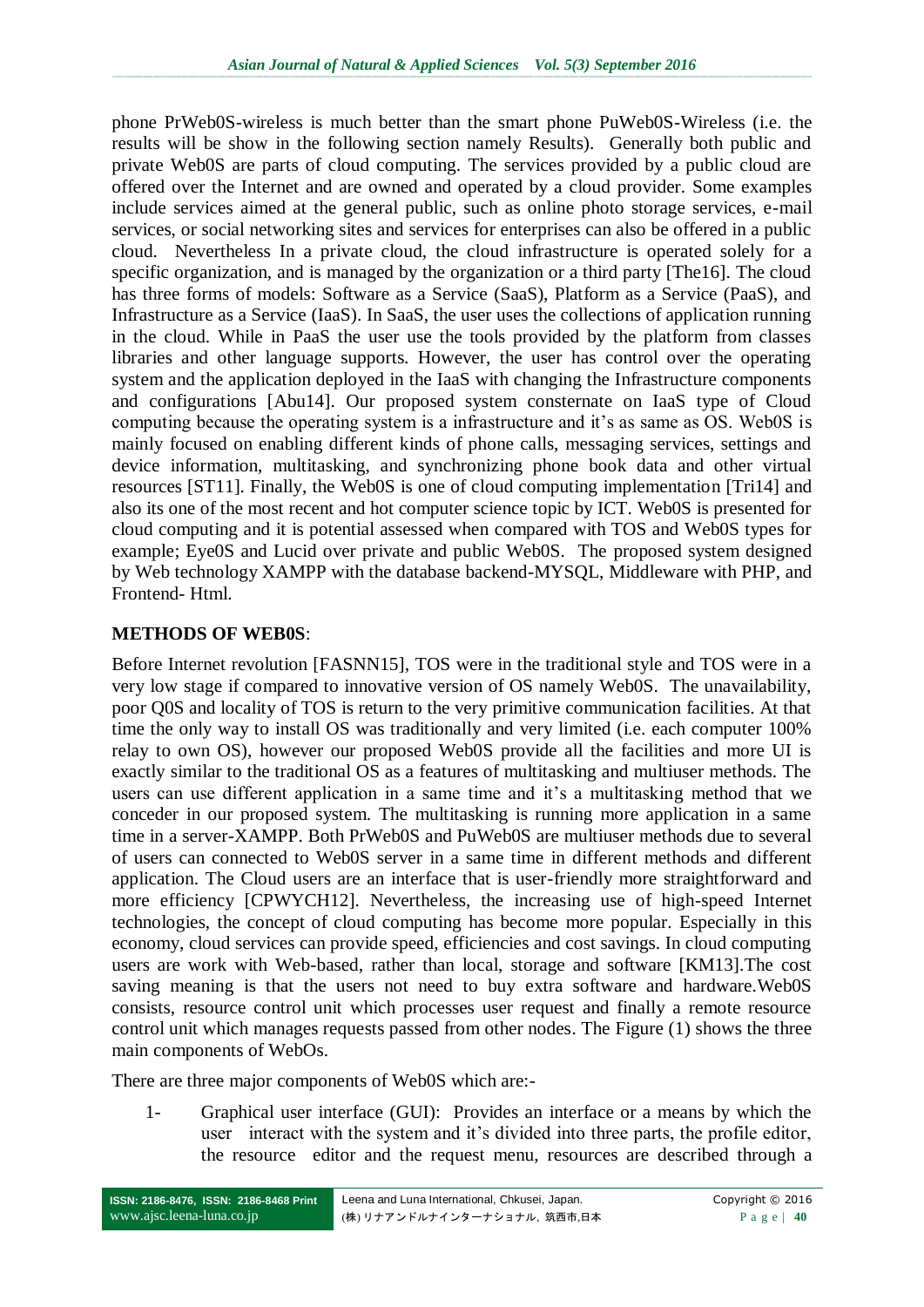phone PrWeb0S-wireless is much better than the smart phone PuWeb0S-Wireless (i.e. the results will be show in the following section namely Results). Generally both public and private Web0S are parts of cloud computing. The services provided by a public cloud are offered over the Internet and are owned and operated by a cloud provider. Some examples include services aimed at the general public, such as online photo storage services, e-mail services, or social networking sites and services for enterprises can also be offered in a public cloud. Nevertheless In a private cloud, the cloud infrastructure is operated solely for a specific organization, and is managed by the organization or a third party [The16]. The cloud has three forms of models: Software as a Service (SaaS), Platform as a Service (PaaS), and Infrastructure as a Service (IaaS). In SaaS, the user uses the collections of application running in the cloud. While in PaaS the user use the tools provided by the platform from classes libraries and other language supports. However, the user has control over the operating system and the application deployed in the IaaS with changing the Infrastructure components and configurations [Abu14]. Our proposed system consternate on IaaS type of Cloud computing because the operating system is a infrastructure and it's as same as OS. Web0S is mainly focused on enabling different kinds of phone calls, messaging services, settings and device information, multitasking, and synchronizing phone book data and other virtual resources [ST11]. Finally, the Web0S is one of cloud computing implementation [Tri14] and also its one of the most recent and hot computer science topic by ICT. Web0S is presented for cloud computing and it is potential assessed when compared with TOS and Web0S types for example; Eye0S and Lucid over private and public Web0S. The proposed system designed by Web technology XAMPP with the database backend-MYSQL, Middleware with PHP, and Frontend- Html.

**METHODS OF WEB0S**:

Before Internet revolution [FASNN15], TOS were in the traditional style and TOS were in a very low stage if compared to innovative version of OS namely Web0S. The unavailability, poor Q0S and locality of TOS is return to the very primitive communication facilities. At that time the only way to install OS was traditionally and very limited (i.e. each computer 100% relay to own OS), however our proposed Web0S provide all the facilities and more UI is exactly similar to the traditional OS as a features of multitasking and multiuser methods. The users can use different application in a same time and it's a multitasking method that we conceder in our proposed system. The multitasking is running more application in a same time in a server-XAMPP. Both PrWeb0S and PuWeb0S are multiuser methods due to several of users can connected to Web0S server in a same time in different methods and different application. The Cloud users are an interface that is user-friendly more straightforward and more efficiency [CPWYCH12]. Nevertheless, the increasing use of high-speed Internet technologies, the concept of cloud computing has become more popular. Especially in this economy, cloud services can provide speed, efficiencies and cost savings. In cloud computing users are work with Web-based, rather than local, storage and software [KM13].The cost saving meaning is that the users not need to buy extra software and hardware.Web0S consists, resource control unit which processes user request and finally a remote resource control unit which manages requests passed from other nodes. The Figure (1) shows the three main components of WebOs.

There are three major components of Web0S which are:-

1- Graphical user interface (GUI): Provides an interface or a means by which the user interact with the system and it's divided into three parts, the profile editor, the resource editor and the request menu, resources are described through a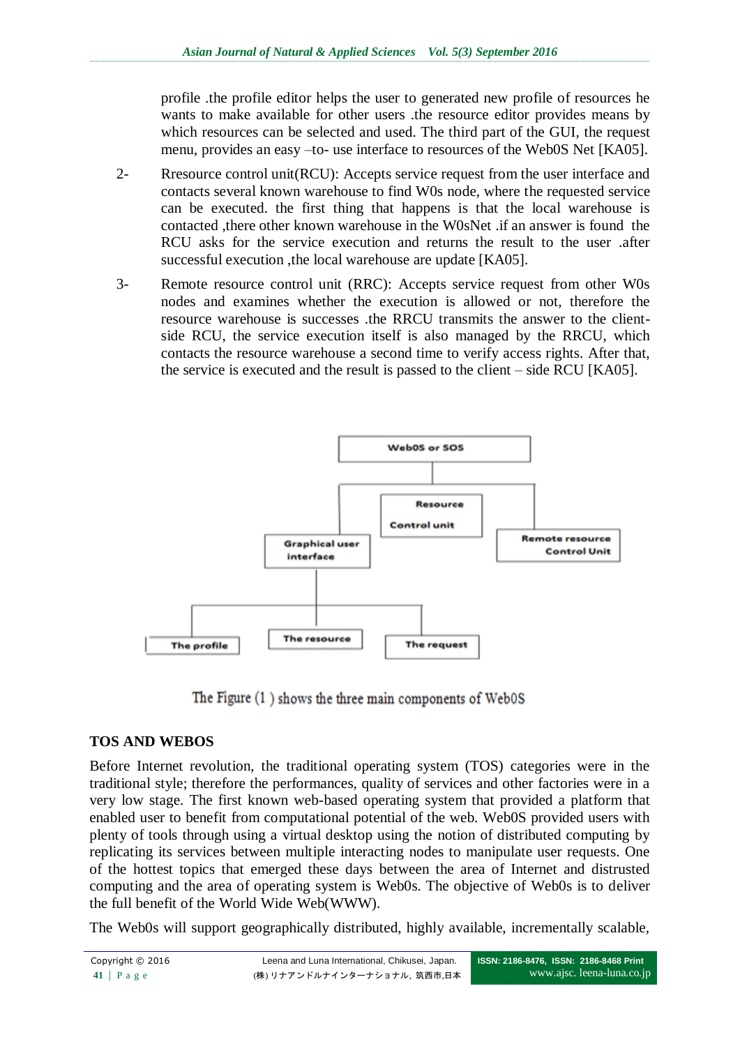profile .the profile editor helps the user to generated new profile of resources he wants to make available for other users .the resource editor provides means by which resources can be selected and used. The third part of the GUI, the request menu, provides an easy –to- use interface to resources of the Web0S Net [KA05].

2- Rresource control unit(RCU): Accepts service request from the user interface and contacts several known warehouse to find W0s node, where the requested service can be executed. the first thing that happens is that the local warehouse is contacted ,there other known warehouse in the W0sNet .if an answer is found the RCU asks for the service execution and returns the result to the user .after successful execution ,the local warehouse are update [KA05].

3- Remote resource control unit (RRC): Accepts service request from other W0s nodes and examines whether the execution is allowed or not, therefore the resource warehouse is successes .the RRCU transmits the answer to the client-side RCU, the service execution itself is also managed by the RRCU, which contacts the resource warehouse a second time to verify access rights. After that, the service is executed and the result is passed to the client – side RCU [KA05].

Web0S or SOS

Graphical user interface

Resource Control unit

Remote resource Control Unit

The profile

The resource

The request

The Figure (1 ) shows the three main components of Web0S

## TOS AND WEBOS

Before Internet revolution, the traditional operating system (TOS) categories were in the traditional style; therefore the performances, quality of services and other factories were in a very low stage. The first known web-based operating system that provided a platform that enabled user to benefit from computational potential of the web. Web0S provided users with plenty of tools through using a virtual desktop using the notion of distributed computing by replicating its services between multiple interacting nodes to manipulate user requests. One of the hottest topics that emerged these days between the area of Internet and distrusted computing and the area of operating system is Web0s. The objective of Web0s is to deliver the full benefit of the World Wide Web(WWW).

The Web0s will support geographically distributed, highly available, incrementally scalable,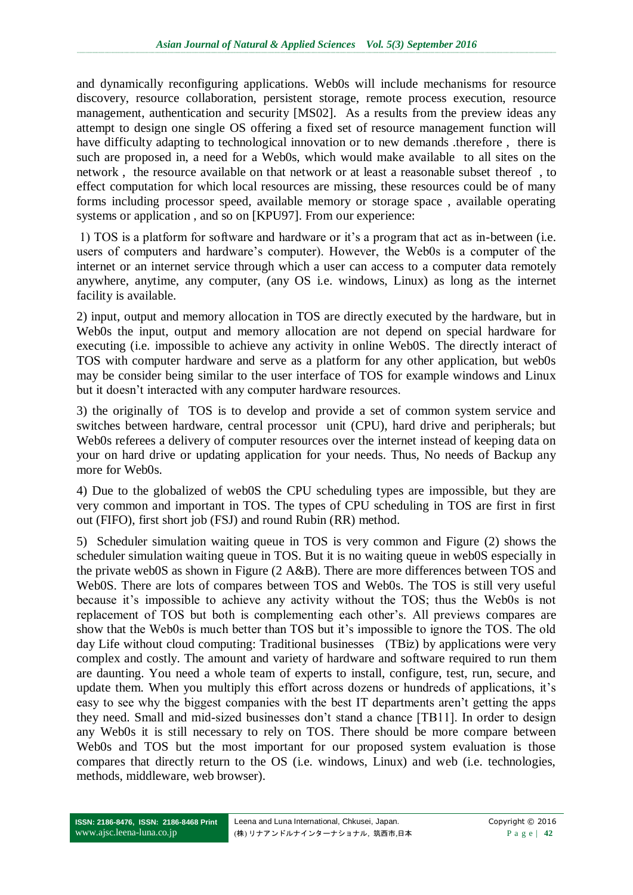and dynamically reconfiguring applications. Web0s will include mechanisms for resource discovery, resource collaboration, persistent storage, remote process execution, resource management, authentication and security [MS02]. As a results from the preview ideas any attempt to design one single OS offering a fixed set of resource management function will have difficulty adapting to technological innovation or to new demands .therefore , there is such are proposed in, a need for a Web0s, which would make available to all sites on the network , the resource available on that network or at least a reasonable subset thereof , to effect computation for which local resources are missing, these resources could be of many forms including processor speed, available memory or storage space , available operating systems or application , and so on [KPU97]. From our experience:

1) TOS is a platform for software and hardware or it's a program that act as in-between (i.e. users of computers and hardware's computer). However, the Web0s is a computer of the internet or an internet service through which a user can access to a computer data remotely anywhere, anytime, any computer, (any OS i.e. windows, Linux) as long as the internet facility is available.

2) input, output and memory allocation in TOS are directly executed by the hardware, but in Web0s the input, output and memory allocation are not depend on special hardware for executing (i.e. impossible to achieve any activity in online Web0S. The directly interact of TOS with computer hardware and serve as a platform for any other application, but web0s may be consider being similar to the user interface of TOS for example windows and Linux but it doesn't interacted with any computer hardware resources.

3) the originally of TOS is to develop and provide a set of common system service and switches between hardware, central processor unit (CPU), hard drive and peripherals; but Web0s referees a delivery of computer resources over the internet instead of keeping data on your on hard drive or updating application for your needs. Thus, No needs of Backup any more for Web0s.

4) Due to the globalized of web0S the CPU scheduling types are impossible, but they are very common and important in TOS. The types of CPU scheduling in TOS are first in first out (FIFO), first short job (FSJ) and round Rubin (RR) method.

5) Scheduler simulation waiting queue in TOS is very common and Figure (2) shows the scheduler simulation waiting queue in TOS. But it is no waiting queue in web0S especially in the private web0S as shown in Figure (2 A&B). There are more differences between TOS and Web0S. There are lots of compares between TOS and Web0s. The TOS is still very useful because it's impossible to achieve any activity without the TOS; thus the Web0s is not replacement of TOS but both is complementing each other's. All previews compares are show that the Web0s is much better than TOS but it's impossible to ignore the TOS. The old day Life without cloud computing: Traditional businesses (TBiz) by applications were very complex and costly. The amount and variety of hardware and software required to run them are daunting. You need a whole team of experts to install, configure, test, run, secure, and update them. When you multiply this effort across dozens or hundreds of applications, it's easy to see why the biggest companies with the best IT departments aren't getting the apps they need. Small and mid-sized businesses don't stand a chance [TB11]. In order to design any Web0s it is still necessary to rely on TOS. There should be more compare between Web0s and TOS but the most important for our proposed system evaluation is those compares that directly return to the OS (i.e. windows, Linux) and web (i.e. technologies, methods, middleware, web browser).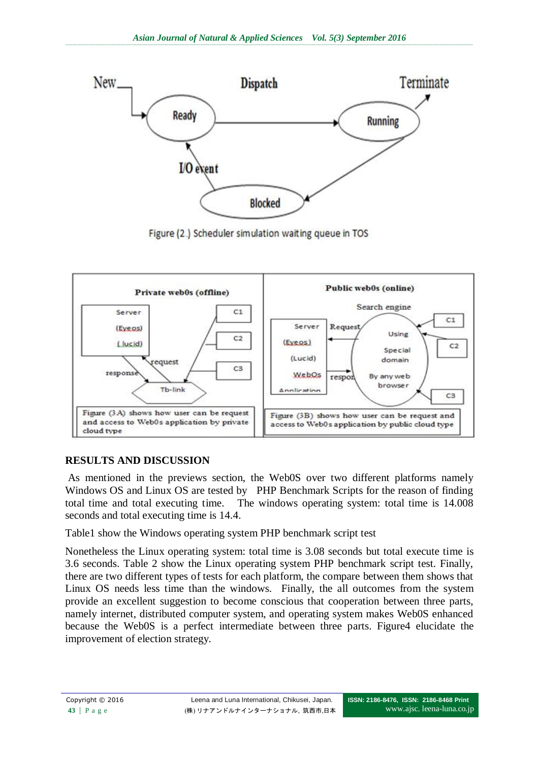Figure (2.) Scheduler simulation waiting queue in TOS

Figure (3A) shows how user can be request and access to Web0s application by private cloud type

Figure (3B) shows how user can be request and access to Web0s application by public cloud type

## RESULTS AND DISCUSSION

As mentioned in the previews section, the Web0S over two different platforms namely Windows OS and Linux OS are tested by PHP Benchmark Scripts for the reason of finding total time and total executing time. The windows operating system: total time is 14.008 seconds and total executing time is 14.4.

Table1 show the Windows operating system PHP benchmark script test

Nonetheless the Linux operating system: total time is 3.08 seconds but total execute time is 3.6 seconds. Table 2 show the Linux operating system PHP benchmark script test. Finally, there are two different types of tests for each platform, the compare between them shows that Linux OS needs less time than the windows. Finally, the all outcomes from the system provide an excellent suggestion to become conscious that cooperation between three parts, namely internet, distributed computer system, and operating system makes Web0S enhanced because the Web0S is a perfect intermediate between three parts. Figure4 elucidate the improvement of election strategy.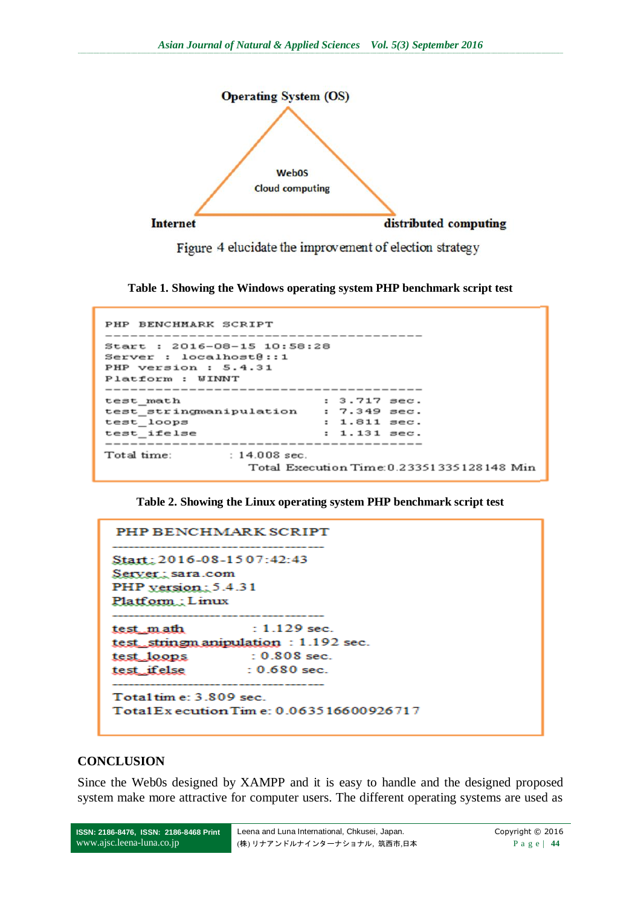Operating System (OS)

WebOS

Cloud computing

Internet

distributed computing

Figure 4 elucidate the improvement of election strategy

**Table 1. Showing the Windows operating system PHP benchmark script test**

```
PHP BENCHMARK SCRIPT
--------------------------------------
Start : 2016-08-15 10:58:28
Server : localhost@::1
PHP version : 5.4.31
Platform : WINNT
--------------------------------------
test_math                     : 3.717 sec.
test_stringmanipulation       : 7.349 sec.
test_loops                    : 1.811 sec.
test_ifelse                   : 1.131 sec.
--------------------------------------
Total time:              : 14.008 sec.
                  Total Execution Time:0.23351335128148 Min
```

**Table 2. Showing the Linux operating system PHP benchmark script test**

```
PHP BENCHMARK SCRIPT
--------------------------------------
Start: 2016-08-15 07:42:43
Server : sara.com
PHP version : 5.4.31
Platform : Linux
--------------------------------------
test_math                 : 1.129 sec.
test_stringmanipulation   : 1.192 sec.
test_loops                : 0.808 sec.
test_ifelse               : 0.680 sec.
--------------------------------------
Total time: 3.809 sec.
Total Execution Time: 0.063516600926717
```

## CONCLUSION

Since the Web0s designed by XAMPP and it is easy to handle and the designed proposed system make more attractive for computer users. The different operating systems are used as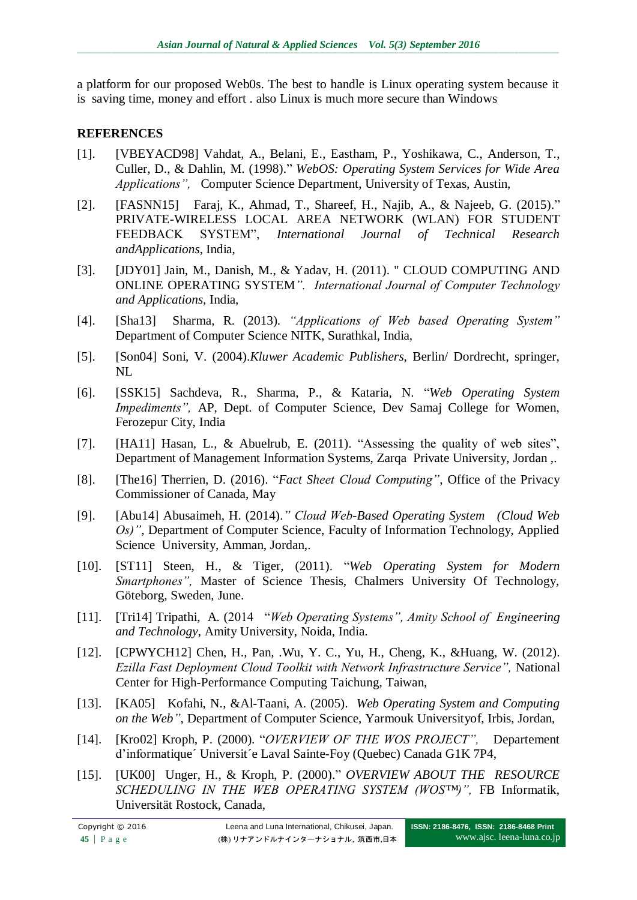a platform for our proposed Web0s. The best to handle is Linux operating system because it is saving time, money and effort . also Linux is much more secure than Windows

## REFERENCES

[1]. [VBEYACD98] Vahdat, A., Belani, E., Eastham, P., Yoshikawa, C., Anderson, T., Culler, D., & Dahlin, M. (1998)." *WebOS: Operating System Services for Wide Area Applications",* Computer Science Department, University of Texas, Austin,

[2]. [FASNN15] Faraj, K., Ahmad, T., Shareef, H., Najib, A., & Najeeb, G. (2015)." PRIVATE-WIRELESS LOCAL AREA NETWORK (WLAN) FOR STUDENT FEEDBACK SYSTEM", *International Journal of Technical Research andApplications*, India,

[3]. [JDY01] Jain, M., Danish, M., & Yadav, H. (2011). " CLOUD COMPUTING AND ONLINE OPERATING SYSTEM*". International Journal of Computer Technology and Applications*, India,

[4]. [Sha13] Sharma, R. (2013). *"Applications of Web based Operating System"* Department of Computer Science NITK, Surathkal, India,

[5]. [Son04] Soni, V. (2004).*Kluwer Academic Publishers,* Berlin/ Dordrecht, springer, NL

[6]. [SSK15] Sachdeva, R., Sharma, P., & Kataria, N. "*Web Operating System Impediments",* AP, Dept. of Computer Science, Dev Samaj College for Women, Ferozepur City, India

[7]. [HA11] Hasan, L., & Abuelrub, E. (2011). "Assessing the quality of web sites", Department of Management Information Systems, Zarqa Private University, Jordan ,.

[8]. [The16] Therrien, D. (2016). "*Fact Sheet Cloud Computing"*, Office of the Privacy Commissioner of Canada, May

[9]. [Abu14] Abusaimeh, H. (2014).*" Cloud Web-Based Operating System (Cloud Web Os)"*, Department of Computer Science, Faculty of Information Technology, Applied Science University, Amman, Jordan,.

[10]. [ST11] Steen, H., & Tiger, (2011). "*Web Operating System for Modern Smartphones",* Master of Science Thesis, Chalmers University Of Technology, Göteborg, Sweden, June.

[11]. [Tri14] Tripathi, A. (2014 "*Web Operating Systems", Amity School of Engineering and Technology*, Amity University, Noida, India.

[12]. [CPWYCH12] Chen, H., Pan, .Wu, Y. C., Yu, H., Cheng, K., &Huang, W. (2012). *Ezilla Fast Deployment Cloud Toolkit with Network Infrastructure Service",* National Center for High-Performance Computing Taichung, Taiwan,

[13]. [KA05] Kofahi, N., &Al-Taani, A. (2005). *Web Operating System and Computing on the Web"*, Department of Computer Science, Yarmouk Universityof, Irbis, Jordan,

[14]. [Kro02] Kroph, P. (2000). "*OVERVIEW OF THE WOS PROJECT",* Departement d'informatique´ Universit´e Laval Sainte-Foy (Quebec) Canada G1K 7P4,

[15]. [UK00] Unger, H., & Kroph, P. (2000)." *OVERVIEW ABOUT THE RESOURCE SCHEDULING IN THE WEB OPERATING SYSTEM (WOS™)",* FB Informatik, Universität Rostock, Canada,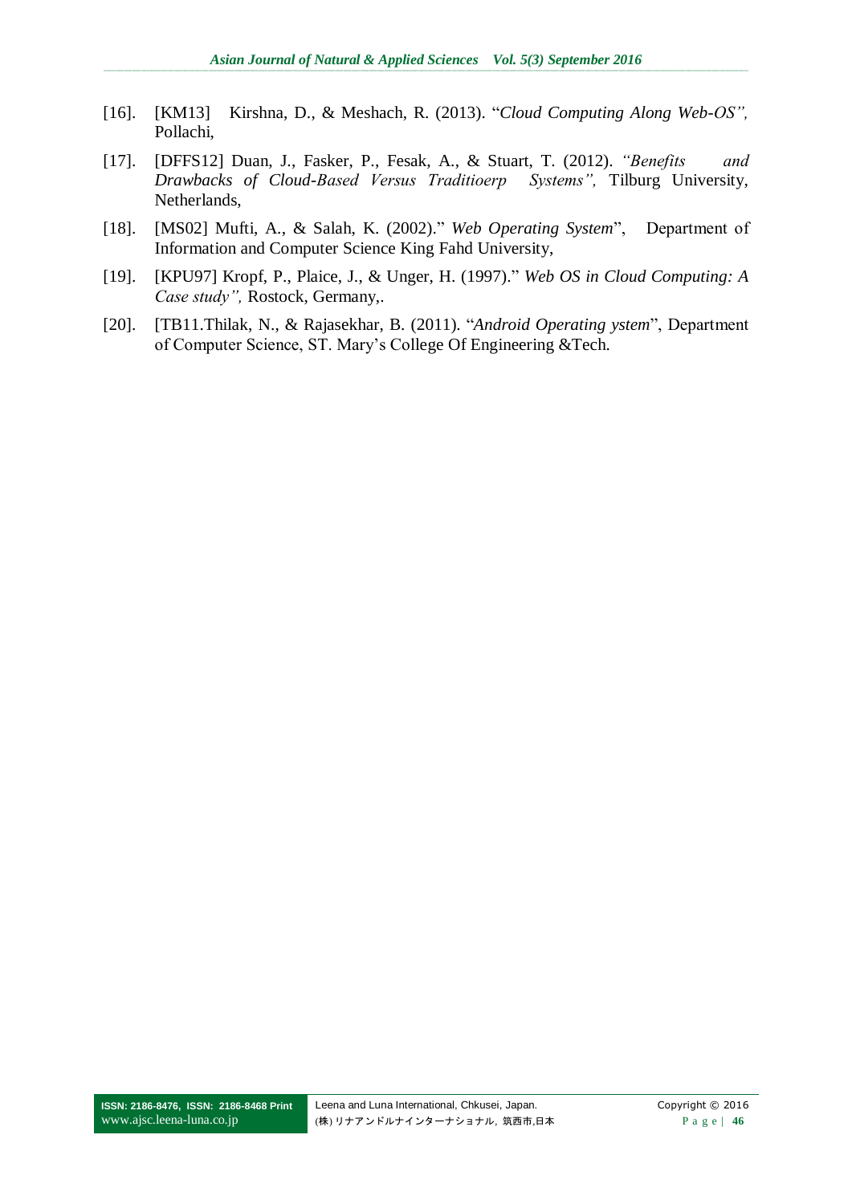[16]. [KM13] Kirshna, D., & Meshach, R. (2013). "*Cloud Computing Along Web-OS",* Pollachi,

[17]. [DFFS12] Duan, J., Fasker, P., Fesak, A., & Stuart, T. (2012). *"Benefits and Drawbacks of Cloud-Based Versus Traditioerp Systems",* Tilburg University, Netherlands,

[18]. [MS02] Mufti, A., & Salah, K. (2002)." *Web Operating System*", Department of Information and Computer Science King Fahd University,

[19]. [KPU97] Kropf, P., Plaice, J., & Unger, H. (1997)." *Web OS in Cloud Computing: A Case study",* Rostock, Germany,.

[20]. [TB11.Thilak, N., & Rajasekhar, B. (2011). "*Android Operating ystem*", Department of Computer Science, ST. Mary's College Of Engineering &Tech.